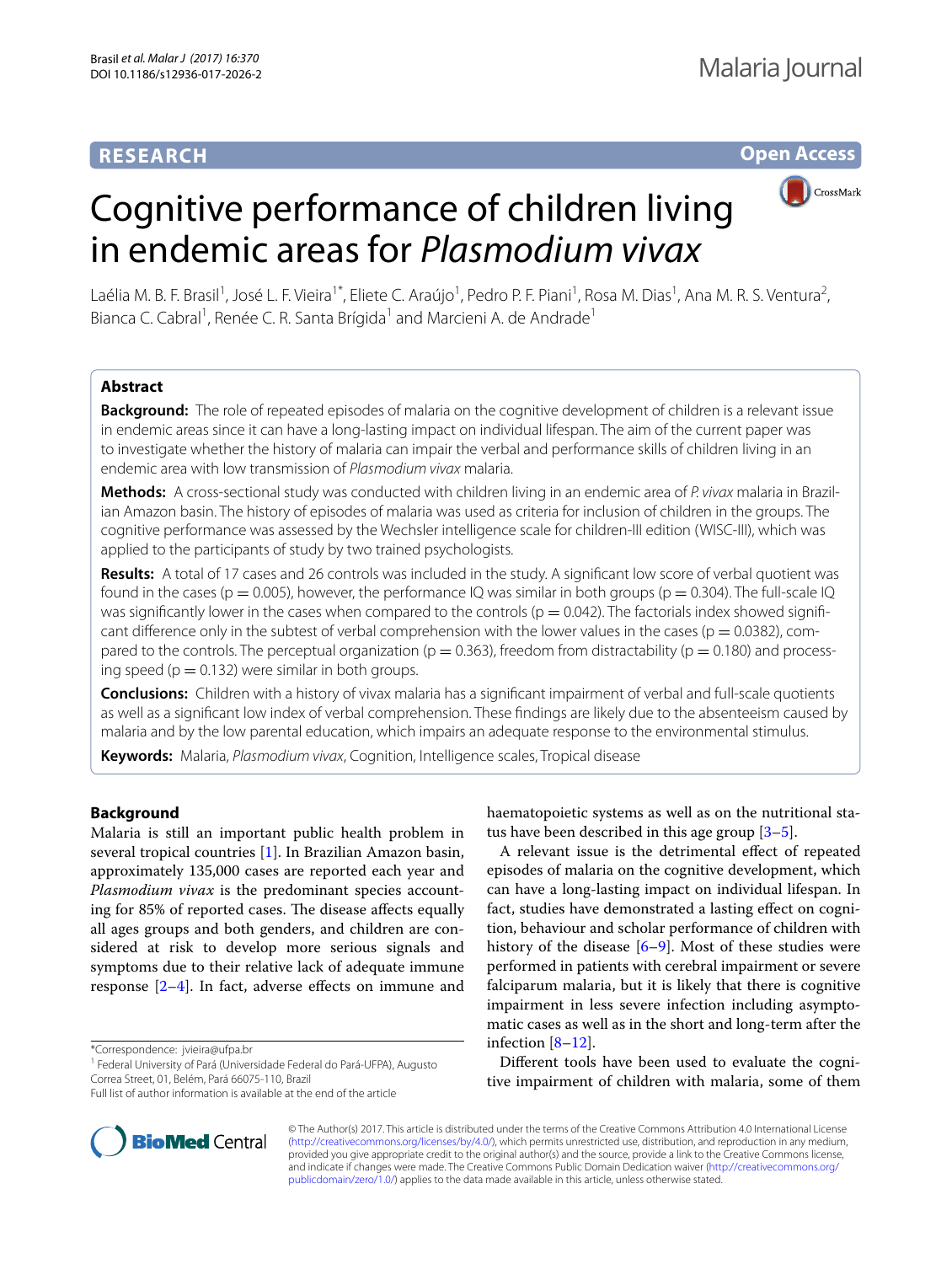RESEARCH

Open Access

# Cognitive performance of children living in endemic areas for *Plasmodium vivax*

Laélia M. B. F. Brasil[1], José L. F. Vieira[1*], Eliete C. Araújo[1], Pedro P. F. Piani[1], Rosa M. Dias[1], Ana M. R. S. Ventura[2], Bianca C. Cabral[1], Renée C. R. Santa Brígida[1] and Marcieni A. de Andrade[1]

## Abstract

**Background:** The role of repeated episodes of malaria on the cognitive development of children is a relevant issue in endemic areas since it can have a long-lasting impact on individual lifespan. The aim of the current paper was to investigate whether the history of malaria can impair the verbal and performance skills of children living in an endemic area with low transmission of *Plasmodium vivax* malaria.

**Methods:** A cross-sectional study was conducted with children living in an endemic area of *P. vivax* malaria in Brazilian Amazon basin. The history of episodes of malaria was used as criteria for inclusion of children in the groups. The cognitive performance was assessed by the Wechsler intelligence scale for children-III edition (WISC-III), which was applied to the participants of study by two trained psychologists.

**Results:** A total of 17 cases and 26 controls was included in the study. A significant low score of verbal quotient was found in the cases ($p = 0.005$), however, the performance IQ was similar in both groups ($p = 0.304$). The full-scale IQ was significantly lower in the cases when compared to the controls ($p = 0.042$). The factorials index showed significant difference only in the subtest of verbal comprehension with the lower values in the cases ($p = 0.0382$), compared to the controls. The perceptual organization ($p = 0.363$), freedom from distractability ($p = 0.180$) and processing speed ($p = 0.132$) were similar in both groups.

**Conclusions:** Children with a history of vivax malaria has a significant impairment of verbal and full-scale quotients as well as a significant low index of verbal comprehension. These findings are likely due to the absenteeism caused by malaria and by the low parental education, which impairs an adequate response to the environmental stimulus.

**Keywords:** Malaria, *Plasmodium vivax*, Cognition, Intelligence scales, Tropical disease

## Background

Malaria is still an important public health problem in several tropical countries [1]. In Brazilian Amazon basin, approximately 135,000 cases are reported each year and *Plasmodium vivax* is the predominant species accounting for 85% of reported cases. The disease affects equally all ages groups and both genders, and children are considered at risk to develop more serious signals and symptoms due to their relative lack of adequate immune response [2–4]. In fact, adverse effects on immune and haematopoietic systems as well as on the nutritional status have been described in this age group [3–5].

A relevant issue is the detrimental effect of repeated episodes of malaria on the cognitive development, which can have a long-lasting impact on individual lifespan. In fact, studies have demonstrated a lasting effect on cognition, behaviour and scholar performance of children with history of the disease [6–9]. Most of these studies were performed in patients with cerebral impairment or severe falciparum malaria, but it is likely that there is cognitive impairment in less severe infection including asymptomatic cases as well as in the short and long-term after the infection [8–12].

Different tools have been used to evaluate the cognitive impairment of children with malaria, some of them

*Correspondence: jvieira@ufpa.br
[1] Federal University of Pará (Universidade Federal do Pará-UFPA), Augusto Correa Street, 01, Belém, Pará 66075-110, Brazil
Full list of author information is available at the end of the article

© The Author(s) 2017. This article is distributed under the terms of the Creative Commons Attribution 4.0 International License (http://creativecommons.org/licenses/by/4.0/), which permits unrestricted use, distribution, and reproduction in any medium, provided you give appropriate credit to the original author(s) and the source, provide a link to the Creative Commons license, and indicate if changes were made. The Creative Commons Public Domain Dedication waiver (http://creativecommons.org/publicdomain/zero/1.0/) applies to the data made available in this article, unless otherwise stated.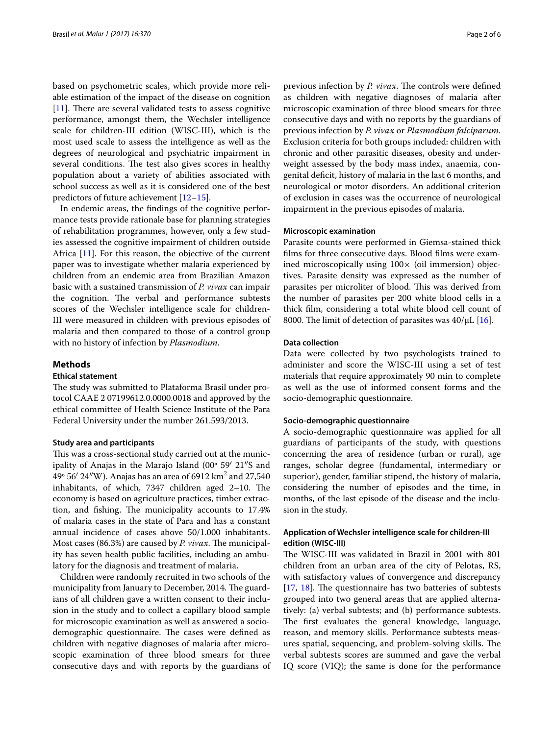based on psychometric scales, which provide more reliable estimation of the impact of the disease on cognition [11]. There are several validated tests to assess cognitive performance, amongst them, the Wechsler intelligence scale for children-III edition (WISC-III), which is the most used scale to assess the intelligence as well as the degrees of neurological and psychiatric impairment in several conditions. The test also gives scores in healthy population about a variety of abilities associated with school success as well as it is considered one of the best predictors of future achievement [12–15].

In endemic areas, the findings of the cognitive performance tests provide rationale base for planning strategies of rehabilitation programmes, however, only a few studies assessed the cognitive impairment of children outside Africa [11]. For this reason, the objective of the current paper was to investigate whether malaria experienced by children from an endemic area from Brazilian Amazon basic with a sustained transmission of *P. vivax* can impair the cognition. The verbal and performance subtests scores of the Wechsler intelligence scale for children-III were measured in children with previous episodes of malaria and then compared to those of a control group with no history of infection by *Plasmodium*.

## Methods

### Ethical statement

The study was submitted to Plataforma Brasil under protocol CAAE 2 07199612.0.0000.0018 and approved by the ethical committee of Health Science Institute of the Para Federal University under the number 261.593/2013.

### Study area and participants

This was a cross-sectional study carried out at the municipality of Anajas in the Marajo Island (00° 59′ 21″S and 49° 56′ 24″W). Anajas has an area of 6912 km$^2$ and 27,540 inhabitants, of which, 7347 children aged 2–10. The economy is based on agriculture practices, timber extraction, and fishing. The municipality accounts to 17.4% of malaria cases in the state of Para and has a constant annual incidence of cases above 50/1.000 inhabitants. Most cases (86.3%) are caused by *P. vivax*. The municipality has seven health public facilities, including an ambulatory for the diagnosis and treatment of malaria.

Children were randomly recruited in two schools of the municipality from January to December, 2014. The guardians of all children gave a written consent to their inclusion in the study and to collect a capillary blood sample for microscopic examination as well as answered a socio-demographic questionnaire. The cases were defined as children with negative diagnoses of malaria after microscopic examination of three blood smears for three consecutive days and with reports by the guardians of previous infection by *P. vivax*. The controls were defined as children with negative diagnoses of malaria after microscopic examination of three blood smears for three consecutive days and with no reports by the guardians of previous infection by *P. vivax* or *Plasmodium falciparum*. Exclusion criteria for both groups included: children with chronic and other parasitic diseases, obesity and underweight assessed by the body mass index, anaemia, congenital deficit, history of malaria in the last 6 months, and neurological or motor disorders. An additional criterion of exclusion in cases was the occurrence of neurological impairment in the previous episodes of malaria.

### Microscopic examination

Parasite counts were performed in Giemsa-stained thick films for three consecutive days. Blood films were examined microscopically using 100× (oil immersion) objectives. Parasite density was expressed as the number of parasites per microliter of blood. This was derived from the number of parasites per 200 white blood cells in a thick film, considering a total white blood cell count of 8000. The limit of detection of parasites was 40/μL [16].

### Data collection

Data were collected by two psychologists trained to administer and score the WISC-III using a set of test materials that require approximately 90 min to complete as well as the use of informed consent forms and the socio-demographic questionnaire.

### Socio-demographic questionnaire

A socio-demographic questionnaire was applied for all guardians of participants of the study, with questions concerning the area of residence (urban or rural), age ranges, scholar degree (fundamental, intermediary or superior), gender, familiar stipend, the history of malaria, considering the number of episodes and the time, in months, of the last episode of the disease and the inclusion in the study.

### Application of Wechsler intelligence scale for children-III edition (WISC-III)

The WISC-III was validated in Brazil in 2001 with 801 children from an urban area of the city of Pelotas, RS, with satisfactory values of convergence and discrepancy [17, 18]. The questionnaire has two batteries of subtests grouped into two general areas that are applied alternatively: (a) verbal subtests; and (b) performance subtests. The first evaluates the general knowledge, language, reason, and memory skills. Performance subtests measures spatial, sequencing, and problem-solving skills. The verbal subtests scores are summed and gave the verbal IQ score (VIQ); the same is done for the performance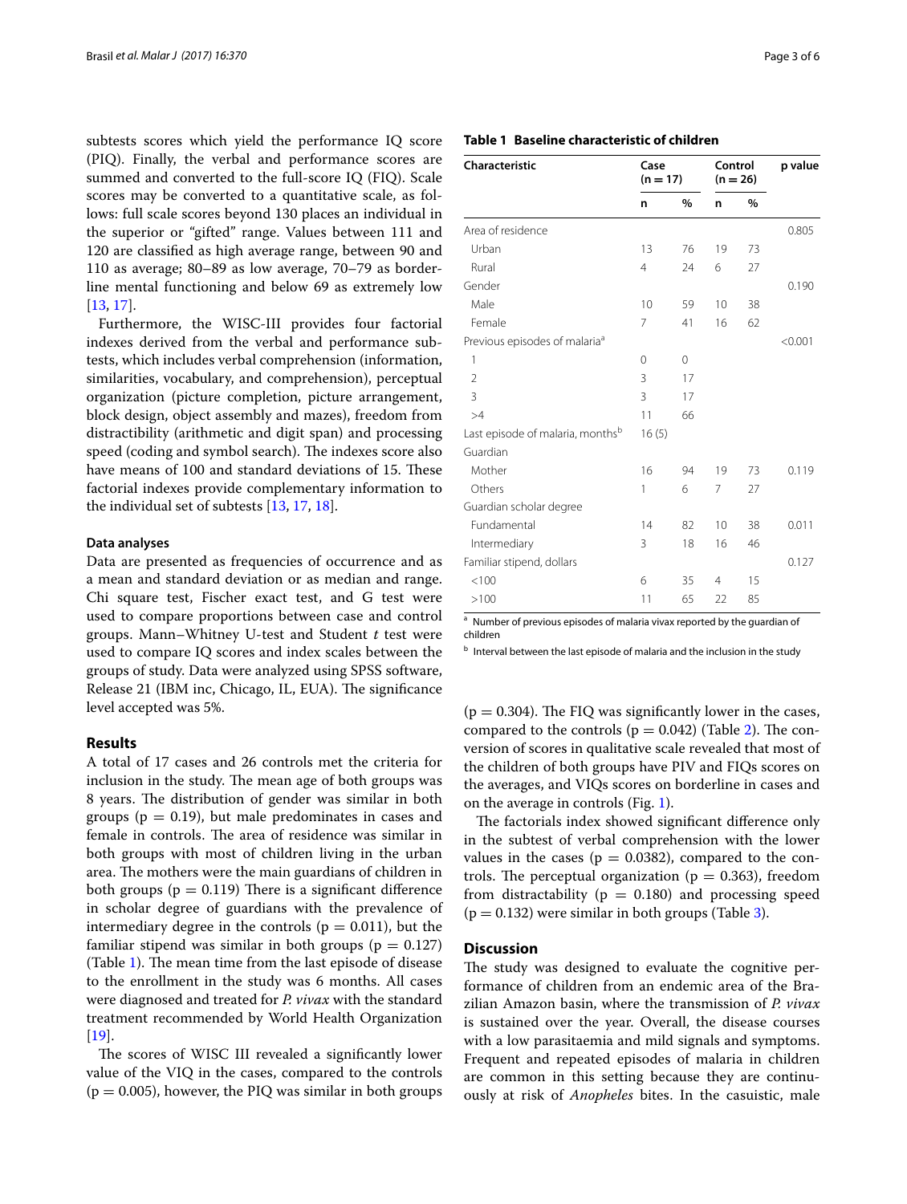subtests scores which yield the performance IQ score (PIQ). Finally, the verbal and performance scores are summed and converted to the full-score IQ (FIQ). Scale scores may be converted to a quantitative scale, as follows: full scale scores beyond 130 places an individual in the superior or "gifted" range. Values between 111 and 120 are classified as high average range, between 90 and 110 as average; 80–89 as low average, 70–79 as borderline mental functioning and below 69 as extremely low [13, 17].

Furthermore, the WISC-III provides four factorial indexes derived from the verbal and performance subtests, which includes verbal comprehension (information, similarities, vocabulary, and comprehension), perceptual organization (picture completion, picture arrangement, block design, object assembly and mazes), freedom from distractibility (arithmetic and digit span) and processing speed (coding and symbol search). The indexes score also have means of 100 and standard deviations of 15. These factorial indexes provide complementary information to the individual set of subtests [13, 17, 18].

#### Data analyses

Data are presented as frequencies of occurrence and as a mean and standard deviation or as median and range. Chi square test, Fischer exact test, and G test were used to compare proportions between case and control groups. Mann–Whitney U-test and Student *t* test were used to compare IQ scores and index scales between the groups of study. Data were analyzed using SPSS software, Release 21 (IBM inc, Chicago, IL, EUA). The significance level accepted was 5%.

### Results

A total of 17 cases and 26 controls met the criteria for inclusion in the study. The mean age of both groups was 8 years. The distribution of gender was similar in both groups ($p = 0.19$), but male predominates in cases and female in controls. The area of residence was similar in both groups with most of children living in the urban area. The mothers were the main guardians of children in both groups ($p = 0.119$) There is a significant difference in scholar degree of guardians with the prevalence of intermediary degree in the controls ($p = 0.011$), but the familiar stipend was similar in both groups ($p = 0.127$) (Table 1). The mean time from the last episode of disease to the enrollment in the study was 6 months. All cases were diagnosed and treated for *P. vivax* with the standard treatment recommended by World Health Organization [19].

The scores of WISC III revealed a significantly lower value of the VIQ in the cases, compared to the controls ($p = 0.005$), however, the PIQ was similar in both groups ($p = 0.304$). The FIQ was significantly lower in the cases, compared to the controls ($p = 0.042$) (Table 2). The conversion of scores in qualitative scale revealed that most of the children of both groups have PIV and FIQs scores on the averages, and VIQs scores on borderline in cases and on the average in controls (Fig. 1).

The factorials index showed significant difference only in the subtest of verbal comprehension with the lower values in the cases ($p = 0.0382$), compared to the controls. The perceptual organization ($p = 0.363$), freedom from distractability ($p = 0.180$) and processing speed ($p = 0.132$) were similar in both groups (Table 3).

**Table 1 Baseline characteristic of children**

| Characteristic | Case (n = 17) | | Control (n = 26) | | p value |
|---|---|---|---|---|---|
| | n | % | n | % | |
| Area of residence | | | | | 0.805 |
| Urban | 13 | 76 | 19 | 73 | |
| Rural | 4 | 24 | 6 | 27 | |
| Gender | | | | | 0.190 |
| Male | 10 | 59 | 10 | 38 | |
| Female | 7 | 41 | 16 | 62 | |
| Previous episodes of malaria[a] | | | | | <0.001 |
| 1 | 0 | 0 | | | |
| 2 | 3 | 17 | | | |
| 3 | 3 | 17 | | | |
| >4 | 11 | 66 | | | |
| Last episode of malaria, months[b] | 16 (5) | | | | |
| Guardian | | | | | |
| Mother | 16 | 94 | 19 | 73 | 0.119 |
| Others | 1 | 6 | 7 | 27 | |
| Guardian scholar degree | | | | | |
| Fundamental | 14 | 82 | 10 | 38 | 0.011 |
| Intermediary | 3 | 18 | 16 | 46 | |
| Familiar stipend, dollars | | | | | 0.127 |
| <100 | 6 | 35 | 4 | 15 | |
| >100 | 11 | 65 | 22 | 85 | |

[a] Number of previous episodes of malaria vivax reported by the guardian of children

[b] Interval between the last episode of malaria and the inclusion in the study

### Discussion

The study was designed to evaluate the cognitive performance of children from an endemic area of the Brazilian Amazon basin, where the transmission of *P. vivax* is sustained over the year. Overall, the disease courses with a low parasitaemia and mild signals and symptoms. Frequent and repeated episodes of malaria in children are common in this setting because they are continuously at risk of *Anopheles* bites. In the casuistic, male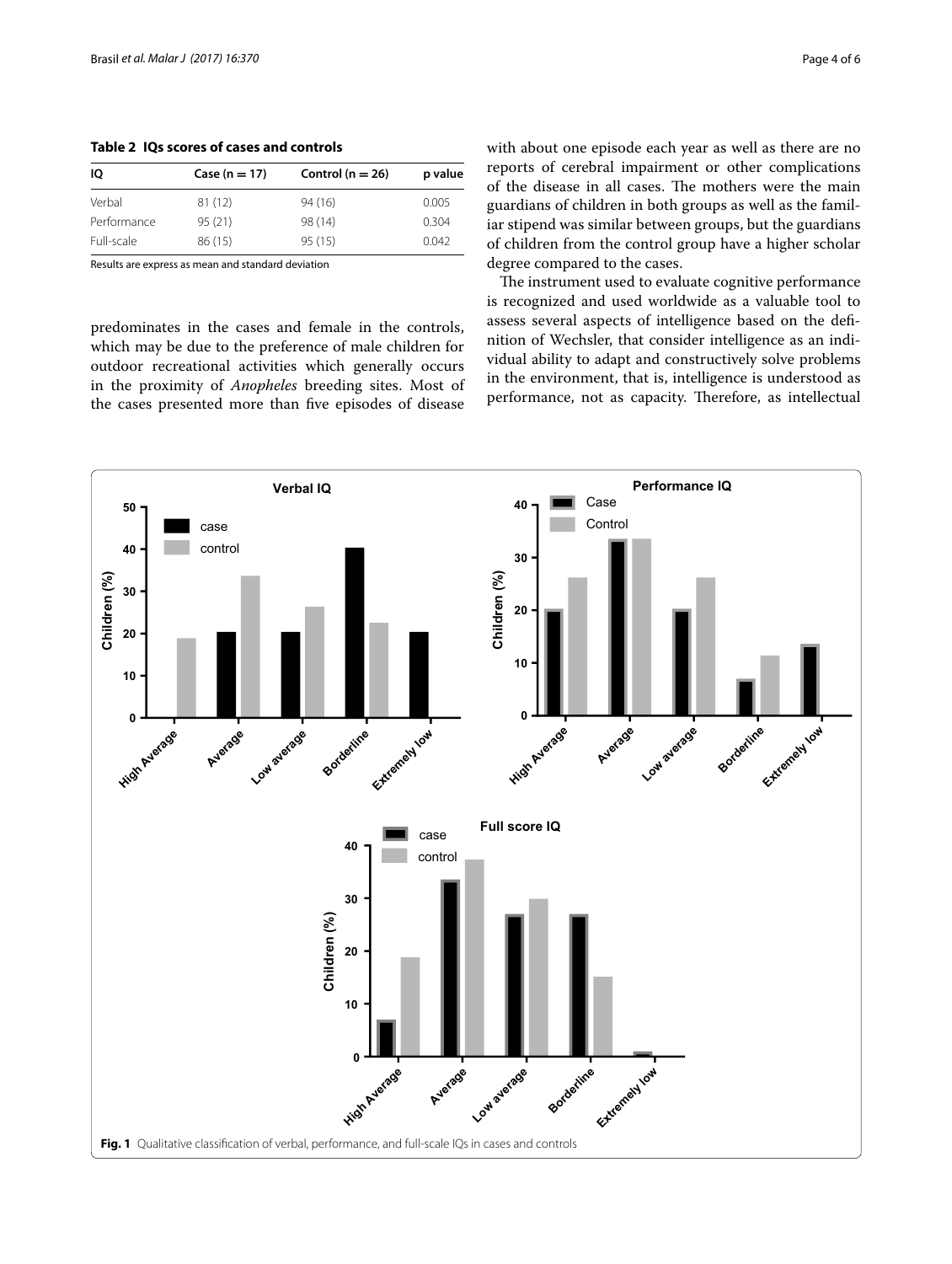**Table 2 IQs scores of cases and controls**

| IQ | Case (n = 17) | Control (n = 26) | p value |
|---|---|---|---|
| Verbal | 81 (12) | 94 (16) | 0.005 |
| Performance | 95 (21) | 98 (14) | 0.304 |
| Full-scale | 86 (15) | 95 (15) | 0.042 |

Results are express as mean and standard deviation

predominates in the cases and female in the controls, which may be due to the preference of male children for outdoor recreational activities which generally occurs in the proximity of *Anopheles* breeding sites. Most of the cases presented more than five episodes of disease with about one episode each year as well as there are no reports of cerebral impairment or other complications of the disease in all cases. The mothers were the main guardians of children in both groups as well as the familiar stipend was similar between groups, but the guardians of children from the control group have a higher scholar degree compared to the cases.

The instrument used to evaluate cognitive performance is recognized and used worldwide as a valuable tool to assess several aspects of intelligence based on the definition of Wechsler, that consider intelligence as an individual ability to adapt and constructively solve problems in the environment, that is, intelligence is understood as performance, not as capacity. Therefore, as intellectual

**Fig. 1** Qualitative classification of verbal, performance, and full-scale IQs in cases and controls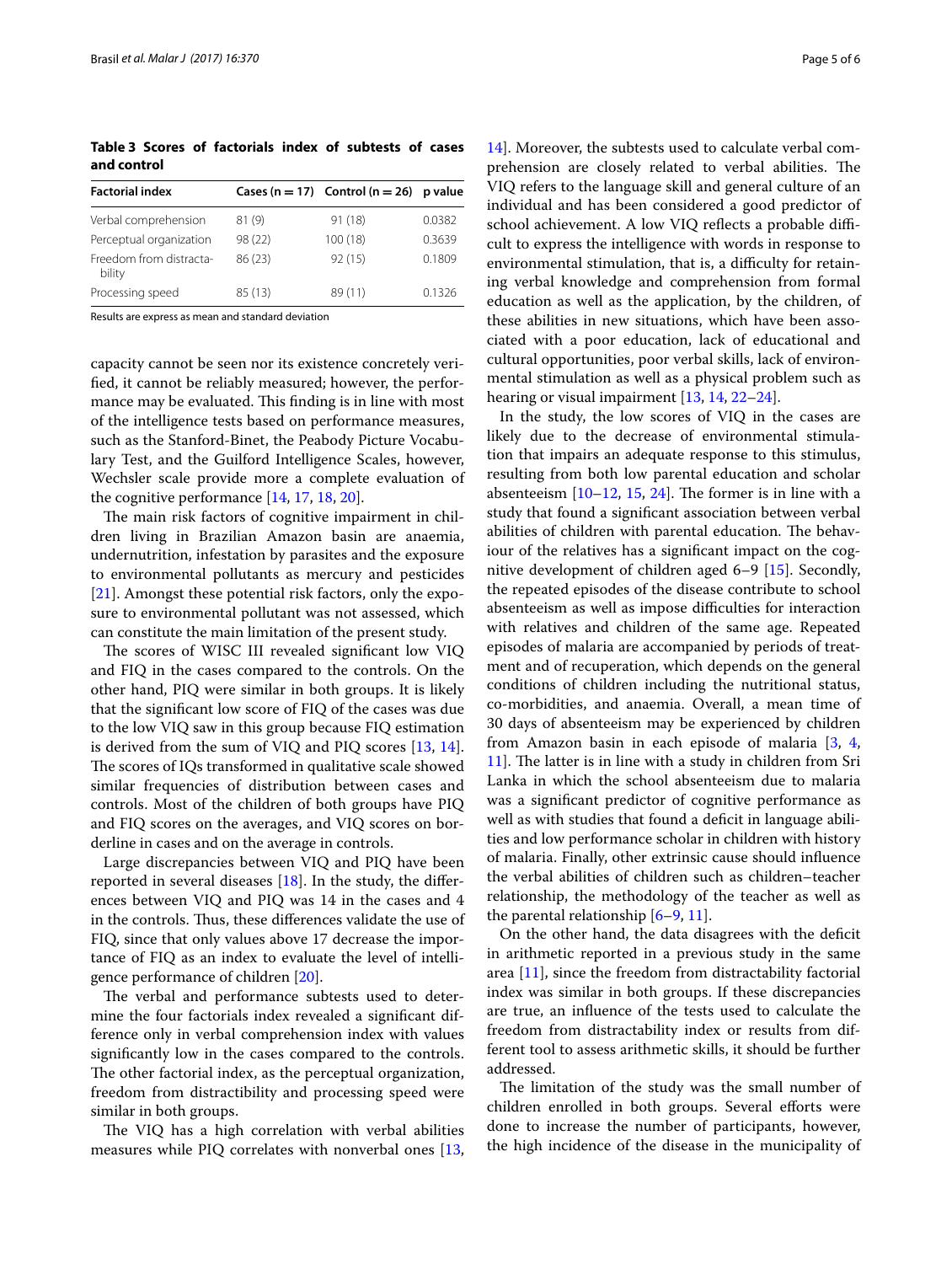**Table 3 Scores of factorials index of subtests of cases and control**

| Factorial index | Cases (n = 17) | Control (n = 26) | p value |
|---|---|---|---|
| Verbal comprehension | 81 (9) | 91 (18) | 0.0382 |
| Perceptual organization | 98 (22) | 100 (18) | 0.3639 |
| Freedom from distractability | 86 (23) | 92 (15) | 0.1809 |
| Processing speed | 85 (13) | 89 (11) | 0.1326 |

Results are express as mean and standard deviation

capacity cannot be seen nor its existence concretely verified, it cannot be reliably measured; however, the performance may be evaluated. This finding is in line with most of the intelligence tests based on performance measures, such as the Stanford-Binet, the Peabody Picture Vocabulary Test, and the Guilford Intelligence Scales, however, Wechsler scale provide more a complete evaluation of the cognitive performance [14, 17, 18, 20].

The main risk factors of cognitive impairment in children living in Brazilian Amazon basin are anaemia, undernutrition, infestation by parasites and the exposure to environmental pollutants as mercury and pesticides [21]. Amongst these potential risk factors, only the exposure to environmental pollutant was not assessed, which can constitute the main limitation of the present study.

The scores of WISC III revealed significant low VIQ and FIQ in the cases compared to the controls. On the other hand, PIQ were similar in both groups. It is likely that the significant low score of FIQ of the cases was due to the low VIQ saw in this group because FIQ estimation is derived from the sum of VIQ and PIQ scores [13, 14]. The scores of IQs transformed in qualitative scale showed similar frequencies of distribution between cases and controls. Most of the children of both groups have PIQ and FIQ scores on the averages, and VIQ scores on borderline in cases and on the average in controls.

Large discrepancies between VIQ and PIQ have been reported in several diseases [18]. In the study, the differences between VIQ and PIQ was 14 in the cases and 4 in the controls. Thus, these differences validate the use of FIQ, since that only values above 17 decrease the importance of FIQ as an index to evaluate the level of intelligence performance of children [20].

The verbal and performance subtests used to determine the four factorials index revealed a significant difference only in verbal comprehension index with values significantly low in the cases compared to the controls. The other factorial index, as the perceptual organization, freedom from distractibility and processing speed were similar in both groups.

The VIQ has a high correlation with verbal abilities measures while PIQ correlates with nonverbal ones [13, 14]. Moreover, the subtests used to calculate verbal comprehension are closely related to verbal abilities. The VIQ refers to the language skill and general culture of an individual and has been considered a good predictor of school achievement. A low VIQ reflects a probable difficult to express the intelligence with words in response to environmental stimulation, that is, a difficulty for retaining verbal knowledge and comprehension from formal education as well as the application, by the children, of these abilities in new situations, which have been associated with a poor education, lack of educational and cultural opportunities, poor verbal skills, lack of environmental stimulation as well as a physical problem such as hearing or visual impairment [13, 14, 22–24].

In the study, the low scores of VIQ in the cases are likely due to the decrease of environmental stimulation that impairs an adequate response to this stimulus, resulting from both low parental education and scholar absenteeism [10–12, 15, 24]. The former is in line with a study that found a significant association between verbal abilities of children with parental education. The behaviour of the relatives has a significant impact on the cognitive development of children aged 6–9 [15]. Secondly, the repeated episodes of the disease contribute to school absenteeism as well as impose difficulties for interaction with relatives and children of the same age. Repeated episodes of malaria are accompanied by periods of treatment and of recuperation, which depends on the general conditions of children including the nutritional status, co-morbidities, and anaemia. Overall, a mean time of 30 days of absenteeism may be experienced by children from Amazon basin in each episode of malaria [3, 4, 11]. The latter is in line with a study in children from Sri Lanka in which the school absenteeism due to malaria was a significant predictor of cognitive performance as well as with studies that found a deficit in language abilities and low performance scholar in children with history of malaria. Finally, other extrinsic cause should influence the verbal abilities of children such as children–teacher relationship, the methodology of the teacher as well as the parental relationship [6–9, 11].

On the other hand, the data disagrees with the deficit in arithmetic reported in a previous study in the same area [11], since the freedom from distractability factorial index was similar in both groups. If these discrepancies are true, an influence of the tests used to calculate the freedom from distractability index or results from different tool to assess arithmetic skills, it should be further addressed.

The limitation of the study was the small number of children enrolled in both groups. Several efforts were done to increase the number of participants, however, the high incidence of the disease in the municipality of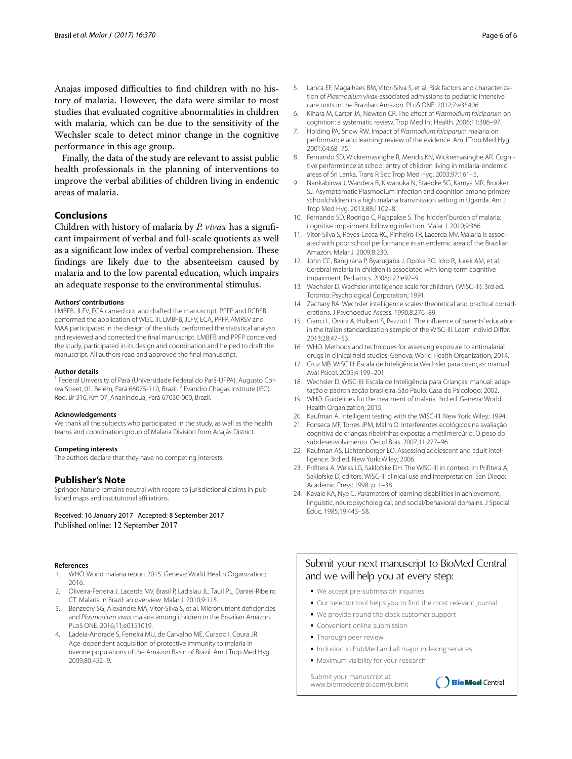Anajas imposed difficulties to find children with no history of malaria. However, the data were similar to most studies that evaluated cognitive abnormalities in children with malaria, which can be due to the sensitivity of the Wechsler scale to detect minor change in the cognitive performance in this age group.

Finally, the data of the study are relevant to assist public health professionals in the planning of interventions to improve the verbal abilities of children living in endemic areas of malaria.

## Conclusions

Children with history of malaria by *P. vivax* has a significant impairment of verbal and full-scale quotients as well as a significant low index of verbal comprehension. These findings are likely due to the absenteeism caused by malaria and to the low parental education, which impairs an adequate response to the environmental stimulus.

#### Authors' contributions

LMBFB, JLFV, ECA carried out and drafted the manuscript. PPFP and RCRSB performed the application of WISC III. LMBFB, JLFV, ECA, PPFP, AMRSV and MAA participated in the design of the study, performed the statistical analysis and reviewed and corrected the final manuscript. LMBFB and PPFP conceived the study, participated in its design and coordination and helped to draft the manuscript. All authors read and approved the final manuscript.

#### Author details

[1] Federal University of Pará (Universidade Federal do Pará-UFPA), Augusto Correa Street, 01, Belém, Pará 66075-110, Brazil. [2] Evandro Chagas Institute (IEC), Rod. Br 316, Km 07, Ananindeua, Pará 67030-000, Brazil.

#### Acknowledgements

We thank all the subjects who participated in the study, as well as the health teams and coordination group of Malaria Division from Anajás District.

#### Competing interests

The authors declare that they have no competing interests.

## Publisher's Note

Springer Nature remains neutral with regard to jurisdictional claims in published maps and institutional affiliations.

Received: 16 January 2017 Accepted: 8 September 2017
Published online: 12 September 2017

#### References

1. WHO. World malaria report 2015. Geneva: World Health Organization; 2016.
2. Oliveira-Ferreira J, Lacerda MV, Brasil P, Ladislau JL, Tauil PL, Daniel-Ribeiro CT. Malaria in Brazil: an overview. Malar J. 2010;9:115.
3. Benzecry SG, Alexandre MA, Vitor-Silva S, et al. Micronutrient deficiencies and *Plasmodium vivax* malaria among children in the Brazilian Amazon. PLoS ONE. 2016;11:e0151019.
4. Ladeia-Andrade S, Ferreira MU, de Carvalho ME, Curado I, Coura JR. Age-dependent acquisition of protective immunity to malaria in riverine populations of the Amazon Basin of Brazil. Am J Trop Med Hyg. 2009;80:452–9.
5. Lanca EF, Magalhaes BM, Vitor-Silva S, et al. Risk factors and characterization of *Plasmodium vivax*-associated admissions to pediatric intensive care units in the Brazilian Amazon. PLoS ONE. 2012;7:e35406.
6. Kihara M, Carter JA, Newton CR. The effect of *Plasmodium falciparum* on cognition: a systematic review. Trop Med Int Health. 2006;11:386–97.
7. Holding PA, Snow RW. Impact of *Plasmodium falciparum* malaria on performance and learning: review of the evidence. Am J Trop Med Hyg. 2001;64:68–75.
8. Fernando SD, Wickremasinghe R, Mendis KN, Wickremasinghe AR. Cognitive performance at school entry of children living in malaria-endemic areas of Sri Lanka. Trans R Soc Trop Med Hyg. 2003;97:161–5.
9. Nankabirwa J, Wandera B, Kiwanuka N, Staedke SG, Kamya MR, Brooker SJ. Asymptomatic Plasmodium infection and cognition among primary schoolchildren in a high malaria transmission setting in Uganda. Am J Trop Med Hyg. 2013;88:1102–8.
10. Fernando SD, Rodrigo C, Rajapakse S. The 'hidden' burden of malaria: cognitive impairment following infection. Malar J. 2010;9:366.
11. Vitor-Silva S, Reyes-Lecca RC, Pinheiro TR, Lacerda MV. Malaria is associated with poor school performance in an endemic area of the Brazilian Amazon. Malar J. 2009;8:230.
12. John CC, Bangirana P, Byarugaba J, Opoka RO, Idro R, Jurek AM, et al. Cerebral malaria in children is associated with long-term cognitive impairment. Pediatrics. 2008;122:e92–9.
13. Wechsler D. Wechsler intelligence scale for children. (WISC-III). 3rd ed. Toronto: Psychological Corporation; 1991.
14. Zachary RA. Wechsler intelligence scales: theoretical and practical considerations. J Psychoeduc Assess. 1990;8:276–89.
15. Cianci L, Orsini A, Hulbert S, Pezzuti L. The influence of parents' education in the Italian standardization sample of the WISC-III. Learn Individ Differ. 2013;28:47–53.
16. WHO. Methods and techniques for assessing exposure to antimalarial drugs in clinical field studies. Geneva: World Health Organization; 2014.
17. Cruz MB. WISC III: Escala de Inteligência Wechsler para crianças: manual. Aval Psicol. 2005;4:199–201.
18. Wechsler D. WISC-III: Escala de Inteligência para Crianças: manual: adaptação e padronização brasileira. São Paulo: Casa do Psicólogo; 2002.
19. WHO. Guidelines for the treatment of malaria. 3rd ed. Geneva: World Health Organization; 2015.
20. Kaufman A. Intelligent testing with the WISC-III. New York: Wiley; 1994.
21. Fonseca MF, Torres JPM, Malm O. Interferentes ecológicos na avaliação cognitiva de crianças ribeirinhas expostas a metilmercúrio: O peso do subdesenvolvimento. Oecol Bras. 2007;11:277–96.
22. Kaufman AS, Lichtenberger EO. Assessing adolescent and adult intelligence. 3rd ed. New York: Wiley; 2006.
23. Prifitera A, Weiss LG, Saklofske DH. The WISC-III in context. In: Prifitera A, Saklofske D, editors. WISC-III clinical use and interpretation. San Diego: Academic Press; 1998. p. 1–38.
24. Kavale KA, Nye C. Parameters of learning disabilities in achievement, linguistic, neuropsychological, and social/behavioral domains. J Special Educ. 1985;19:443–58.

Submit your next manuscript to BioMed Central and we will help you at every step:

- We accept pre-submission inquiries
- Our selector tool helps you to find the most relevant journal
- We provide round the clock customer support
- Convenient online submission
- Thorough peer review
- Inclusion in PubMed and all major indexing services
- Maximum visibility for your research

Submit your manuscript at www.biomedcentral.com/submit

BioMed Central